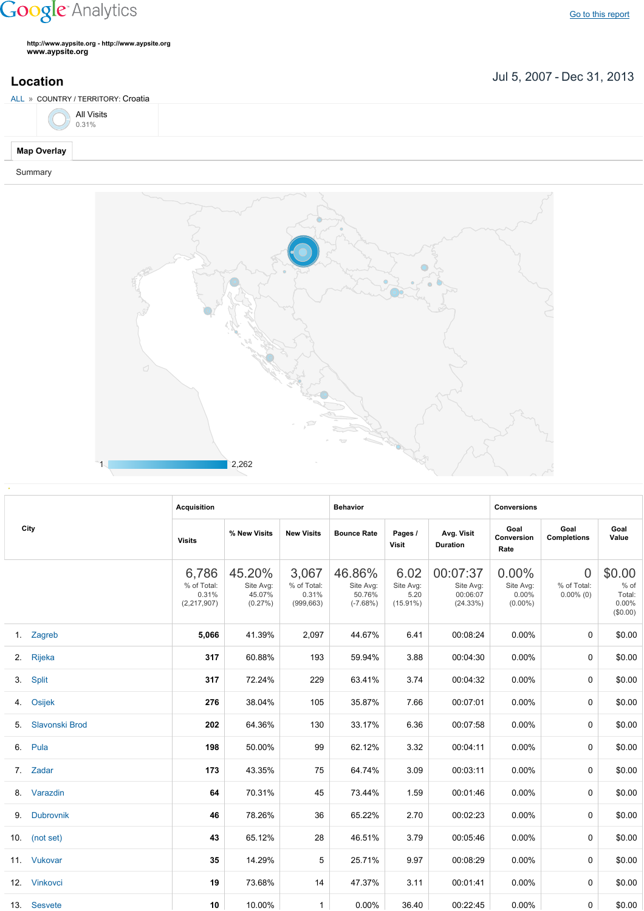Google Analytics

Go to this report

http://www.aypsite.org - http://www.aypsite.org
**www.aypsite.org**

## Location

Jul 5, 2007 - Dec 31, 2013

ALL » COUNTRY / TERRITORY: Croatia

All Visits
0.31%

**Map Overlay**

Summary

1 — 2,262

| City | Acquisition | | | Behavior | | | Conversions | | |
|---|---|---|---|---|---|---|---|---|---|
| | Visits | % New Visits | New Visits | Bounce Rate | Pages / Visit | Avg. Visit Duration | Goal Conversion Rate | Goal Completions | Goal Value |
| | 6,786 % of Total: 0.31% (2,217,907) | 45.20% Site Avg: 45.07% (0.27%) | 3,067 % of Total: 0.31% (999,663) | 46.86% Site Avg: 50.76% (-7.68%) | 6.02 Site Avg: 5.20 (15.91%) | 00:07:37 Site Avg: 00:06:07 (24.33%) | 0.00% Site Avg: 0.00% (0.00%) | 0 % of Total: 0.00% (0) | $0.00 % of Total: 0.00% ($0.00) |
| 1. Zagreb | **5,066** | 41.39% | 2,097 | 44.67% | 6.41 | 00:08:24 | 0.00% | 0 | $0.00 |
| 2. Rijeka | **317** | 60.88% | 193 | 59.94% | 3.88 | 00:04:30 | 0.00% | 0 | $0.00 |
| 3. Split | **317** | 72.24% | 229 | 63.41% | 3.74 | 00:04:32 | 0.00% | 0 | $0.00 |
| 4. Osijek | **276** | 38.04% | 105 | 35.87% | 7.66 | 00:07:01 | 0.00% | 0 | $0.00 |
| 5. Slavonski Brod | **202** | 64.36% | 130 | 33.17% | 6.36 | 00:07:58 | 0.00% | 0 | $0.00 |
| 6. Pula | **198** | 50.00% | 99 | 62.12% | 3.32 | 00:04:11 | 0.00% | 0 | $0.00 |
| 7. Zadar | **173** | 43.35% | 75 | 64.74% | 3.09 | 00:03:11 | 0.00% | 0 | $0.00 |
| 8. Varazdin | **64** | 70.31% | 45 | 73.44% | 1.59 | 00:01:46 | 0.00% | 0 | $0.00 |
| 9. Dubrovnik | **46** | 78.26% | 36 | 65.22% | 2.70 | 00:02:23 | 0.00% | 0 | $0.00 |
| 10. (not set) | **43** | 65.12% | 28 | 46.51% | 3.79 | 00:05:46 | 0.00% | 0 | $0.00 |
| 11. Vukovar | **35** | 14.29% | 5 | 25.71% | 9.97 | 00:08:29 | 0.00% | 0 | $0.00 |
| 12. Vinkovci | **19** | 73.68% | 14 | 47.37% | 3.11 | 00:01:41 | 0.00% | 0 | $0.00 |
| 13. Sesvete | **10** | 10.00% | 1 | 0.00% | 36.40 | 00:22:45 | 0.00% | 0 | $0.00 |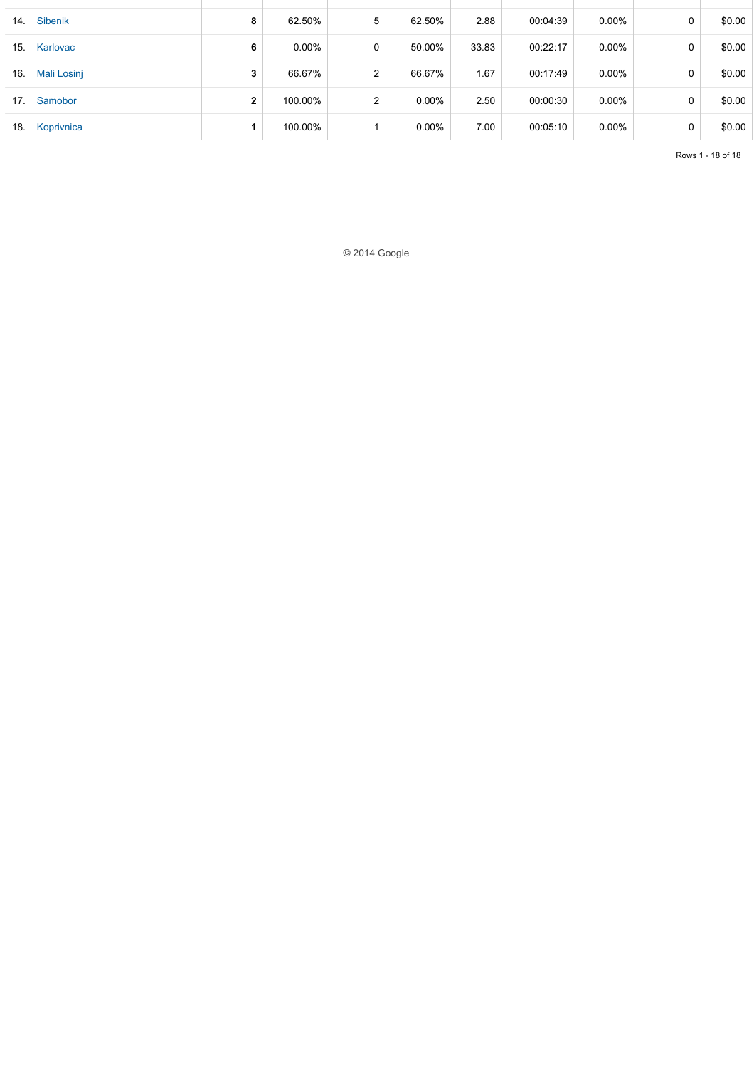| | | | | | | | | | | |
|---|---|---|---|---|---|---|---|---|---|---|
| 14. | Sibenik | **8** | 62.50% | 5 | 62.50% | 2.88 | 00:04:39 | 0.00% | 0 | $0.00 |
| 15. | Karlovac | **6** | 0.00% | 0 | 50.00% | 33.83 | 00:22:17 | 0.00% | 0 | $0.00 |
| 16. | Mali Losinj | **3** | 66.67% | 2 | 66.67% | 1.67 | 00:17:49 | 0.00% | 0 | $0.00 |
| 17. | Samobor | **2** | 100.00% | 2 | 0.00% | 2.50 | 00:00:30 | 0.00% | 0 | $0.00 |
| 18. | Koprivnica | **1** | 100.00% | 1 | 0.00% | 7.00 | 00:05:10 | 0.00% | 0 | $0.00 |

Rows 1 - 18 of 18

© 2014 Google